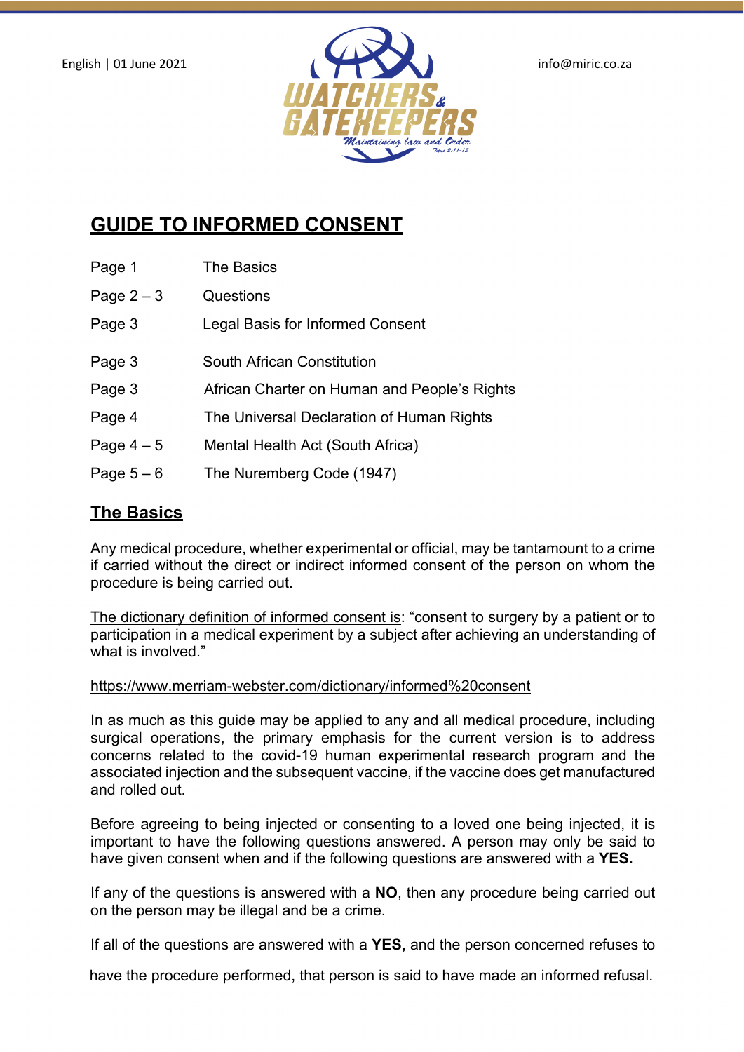English | 01 June 2021

info@miric.co.za

# GUIDE TO INFORMED CONSENT

| | |
|---|---|
| Page 1 | The Basics |
| Page 2 – 3 | Questions |
| Page 3 | Legal Basis for Informed Consent |
| Page 3 | South African Constitution |
| Page 3 | African Charter on Human and People's Rights |
| Page 4 | The Universal Declaration of Human Rights |
| Page 4 – 5 | Mental Health Act (South Africa) |
| Page 5 – 6 | The Nuremberg Code (1947) |

## The Basics

Any medical procedure, whether experimental or official, may be tantamount to a crime if carried without the direct or indirect informed consent of the person on whom the procedure is being carried out.

The dictionary definition of informed consent is: "consent to surgery by a patient or to participation in a medical experiment by a subject after achieving an understanding of what is involved."

https://www.merriam-webster.com/dictionary/informed%20consent

In as much as this guide may be applied to any and all medical procedure, including surgical operations, the primary emphasis for the current version is to address concerns related to the covid-19 human experimental research program and the associated injection and the subsequent vaccine, if the vaccine does get manufactured and rolled out.

Before agreeing to being injected or consenting to a loved one being injected, it is important to have the following questions answered. A person may only be said to have given consent when and if the following questions are answered with a **YES.**

If any of the questions is answered with a **NO**, then any procedure being carried out on the person may be illegal and be a crime.

If all of the questions are answered with a **YES,** and the person concerned refuses to have the procedure performed, that person is said to have made an informed refusal.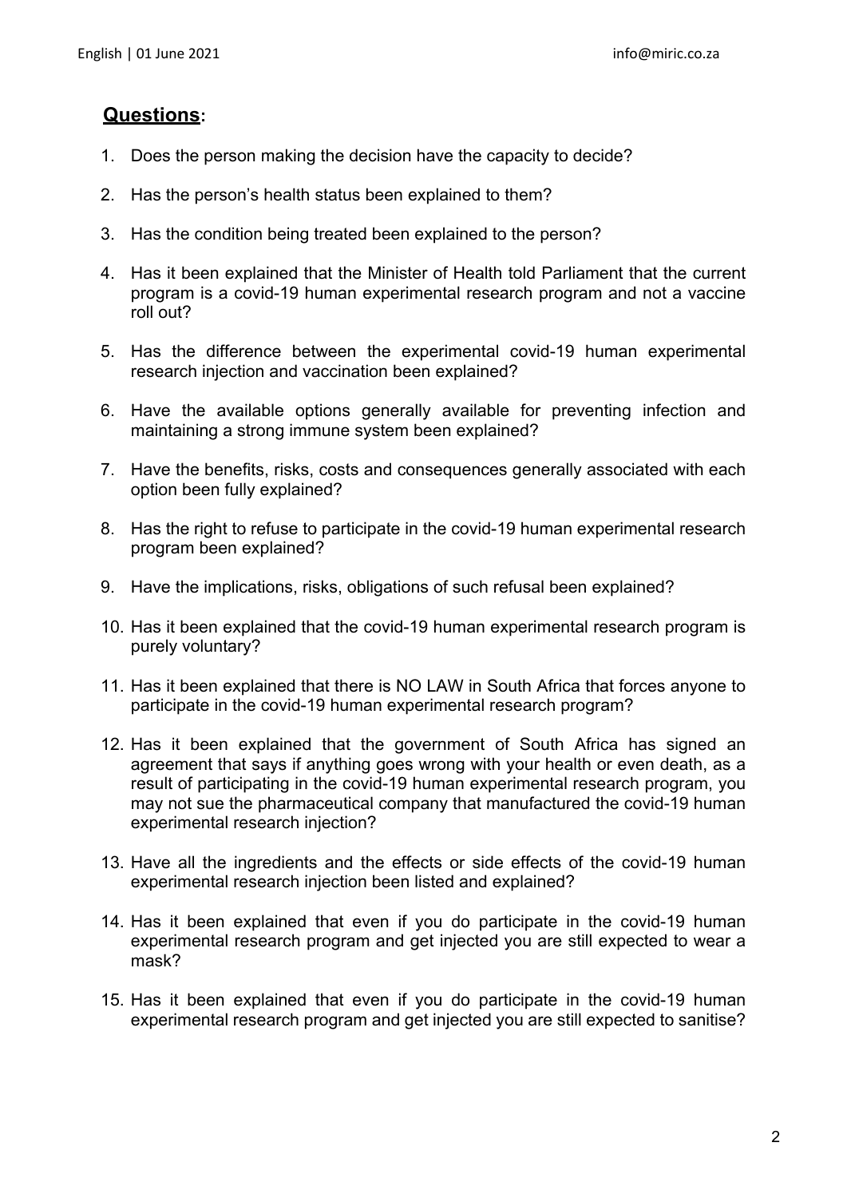## **Questions:**

1. Does the person making the decision have the capacity to decide?
2. Has the person's health status been explained to them?
3. Has the condition being treated been explained to the person?
4. Has it been explained that the Minister of Health told Parliament that the current program is a covid-19 human experimental research program and not a vaccine roll out?
5. Has the difference between the experimental covid-19 human experimental research injection and vaccination been explained?
6. Have the available options generally available for preventing infection and maintaining a strong immune system been explained?
7. Have the benefits, risks, costs and consequences generally associated with each option been fully explained?
8. Has the right to refuse to participate in the covid-19 human experimental research program been explained?
9. Have the implications, risks, obligations of such refusal been explained?
10. Has it been explained that the covid-19 human experimental research program is purely voluntary?
11. Has it been explained that there is NO LAW in South Africa that forces anyone to participate in the covid-19 human experimental research program?
12. Has it been explained that the government of South Africa has signed an agreement that says if anything goes wrong with your health or even death, as a result of participating in the covid-19 human experimental research program, you may not sue the pharmaceutical company that manufactured the covid-19 human experimental research injection?
13. Have all the ingredients and the effects or side effects of the covid-19 human experimental research injection been listed and explained?
14. Has it been explained that even if you do participate in the covid-19 human experimental research program and get injected you are still expected to wear a mask?
15. Has it been explained that even if you do participate in the covid-19 human experimental research program and get injected you are still expected to sanitise?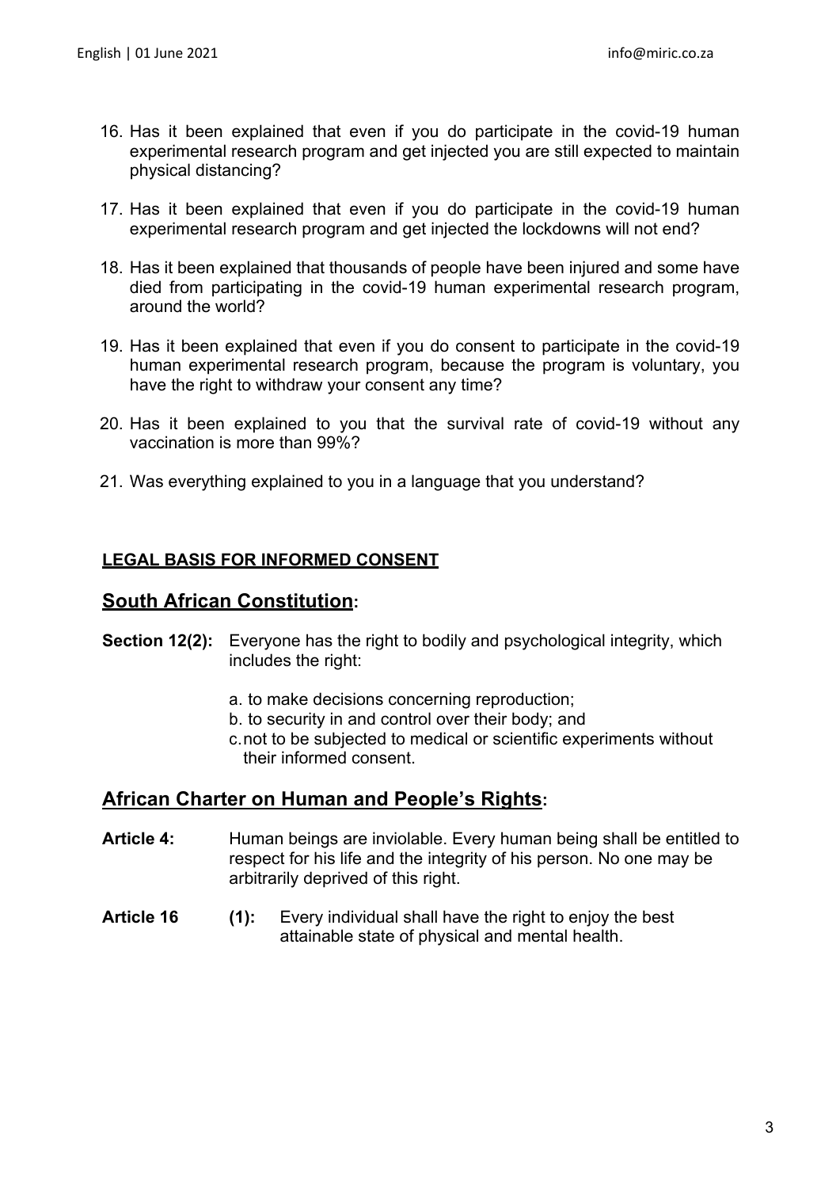16. Has it been explained that even if you do participate in the covid-19 human experimental research program and get injected you are still expected to maintain physical distancing?

17. Has it been explained that even if you do participate in the covid-19 human experimental research program and get injected the lockdowns will not end?

18. Has it been explained that thousands of people have been injured and some have died from participating in the covid-19 human experimental research program, around the world?

19. Has it been explained that even if you do consent to participate in the covid-19 human experimental research program, because the program is voluntary, you have the right to withdraw your consent any time?

20. Has it been explained to you that the survival rate of covid-19 without any vaccination is more than 99%?

21. Was everything explained to you in a language that you understand?

**LEGAL BASIS FOR INFORMED CONSENT**

## South African Constitution:

**Section 12(2):** Everyone has the right to bodily and psychological integrity, which includes the right:

a. to make decisions concerning reproduction;
b. to security in and control over their body; and
c. not to be subjected to medical or scientific experiments without their informed consent.

## African Charter on Human and People's Rights:

**Article 4:** Human beings are inviolable. Every human being shall be entitled to respect for his life and the integrity of his person. No one may be arbitrarily deprived of this right.

**Article 16** **(1):** Every individual shall have the right to enjoy the best attainable state of physical and mental health.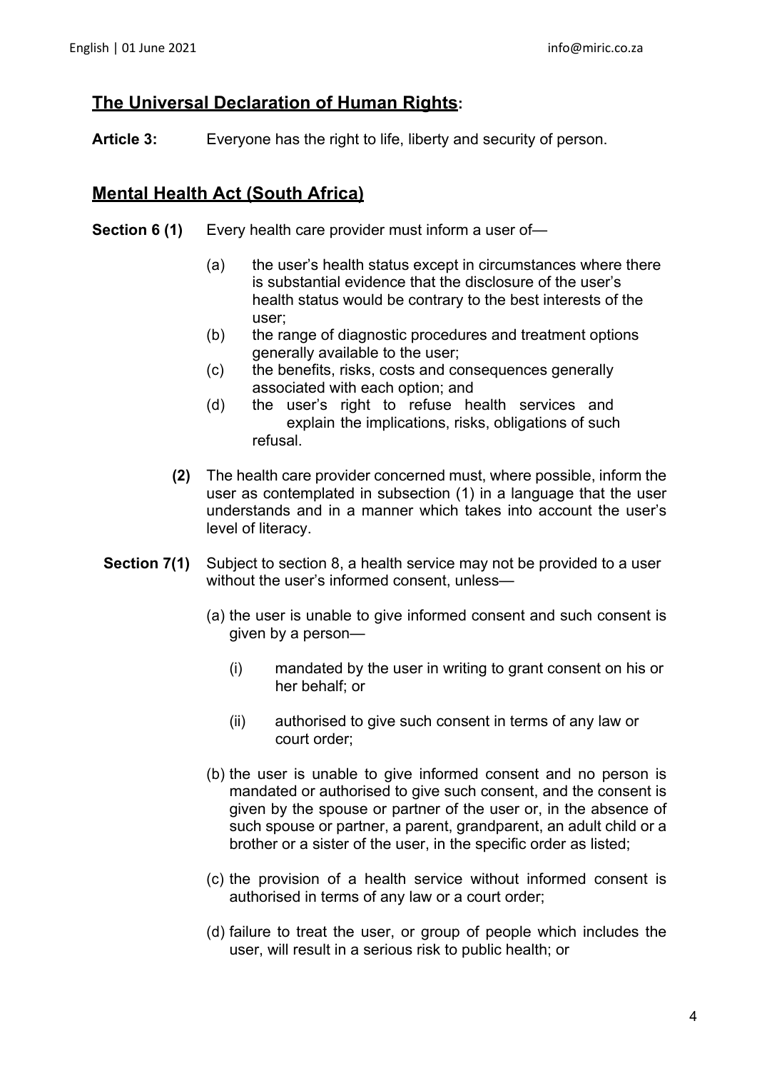## The Universal Declaration of Human Rights:

**Article 3:** Everyone has the right to life, liberty and security of person.

## Mental Health Act (South Africa)

**Section 6 (1)** Every health care provider must inform a user of—

(a) the user's health status except in circumstances where there is substantial evidence that the disclosure of the user's health status would be contrary to the best interests of the user;

(b) the range of diagnostic procedures and treatment options generally available to the user;

(c) the benefits, risks, costs and consequences generally associated with each option; and

(d) the user's right to refuse health services and explain the implications, risks, obligations of such refusal.

**(2)** The health care provider concerned must, where possible, inform the user as contemplated in subsection (1) in a language that the user understands and in a manner which takes into account the user's level of literacy.

**Section 7(1)** Subject to section 8, a health service may not be provided to a user without the user's informed consent, unless—

(a) the user is unable to give informed consent and such consent is given by a person—

(i) mandated by the user in writing to grant consent on his or her behalf; or

(ii) authorised to give such consent in terms of any law or court order;

(b) the user is unable to give informed consent and no person is mandated or authorised to give such consent, and the consent is given by the spouse or partner of the user or, in the absence of such spouse or partner, a parent, grandparent, an adult child or a brother or a sister of the user, in the specific order as listed;

(c) the provision of a health service without informed consent is authorised in terms of any law or a court order;

(d) failure to treat the user, or group of people which includes the user, will result in a serious risk to public health; or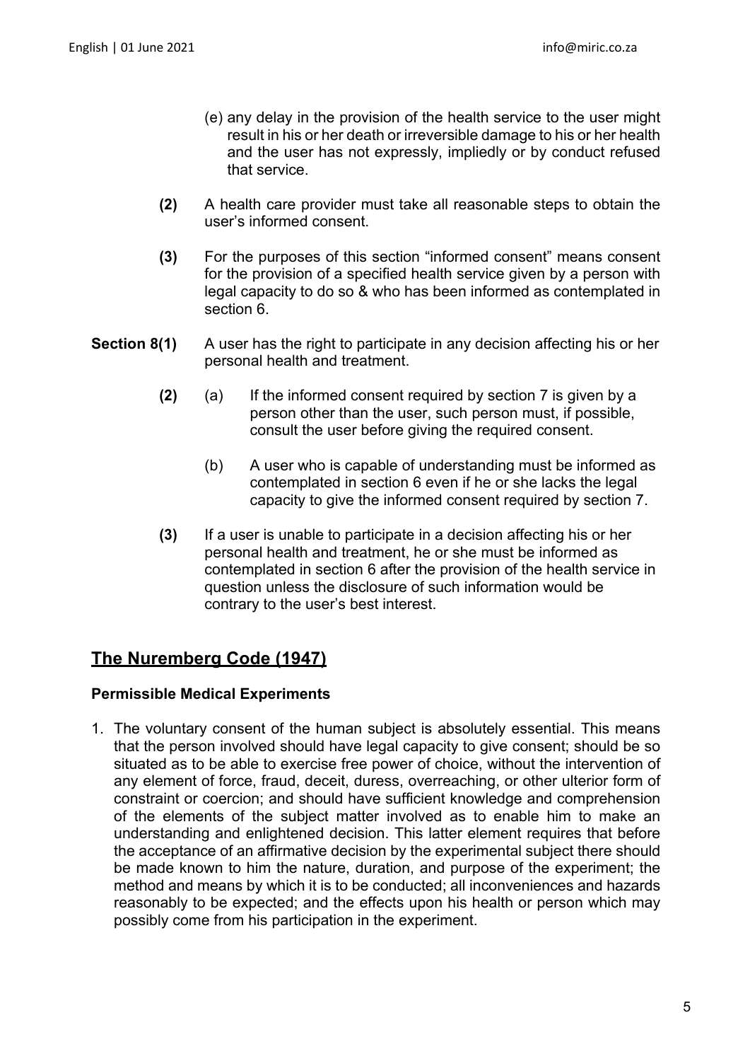(e) any delay in the provision of the health service to the user might result in his or her death or irreversible damage to his or her health and the user has not expressly, impliedly or by conduct refused that service.

**(2)** A health care provider must take all reasonable steps to obtain the user's informed consent.

**(3)** For the purposes of this section "informed consent" means consent for the provision of a specified health service given by a person with legal capacity to do so & who has been informed as contemplated in section 6.

**Section 8(1)** A user has the right to participate in any decision affecting his or her personal health and treatment.

**(2)** (a) If the informed consent required by section 7 is given by a person other than the user, such person must, if possible, consult the user before giving the required consent.

(b) A user who is capable of understanding must be informed as contemplated in section 6 even if he or she lacks the legal capacity to give the informed consent required by section 7.

**(3)** If a user is unable to participate in a decision affecting his or her personal health and treatment, he or she must be informed as contemplated in section 6 after the provision of the health service in question unless the disclosure of such information would be contrary to the user's best interest.

## The Nuremberg Code (1947)

### Permissible Medical Experiments

1. The voluntary consent of the human subject is absolutely essential. This means that the person involved should have legal capacity to give consent; should be so situated as to be able to exercise free power of choice, without the intervention of any element of force, fraud, deceit, duress, overreaching, or other ulterior form of constraint or coercion; and should have sufficient knowledge and comprehension of the elements of the subject matter involved as to enable him to make an understanding and enlightened decision. This latter element requires that before the acceptance of an affirmative decision by the experimental subject there should be made known to him the nature, duration, and purpose of the experiment; the method and means by which it is to be conducted; all inconveniences and hazards reasonably to be expected; and the effects upon his health or person which may possibly come from his participation in the experiment.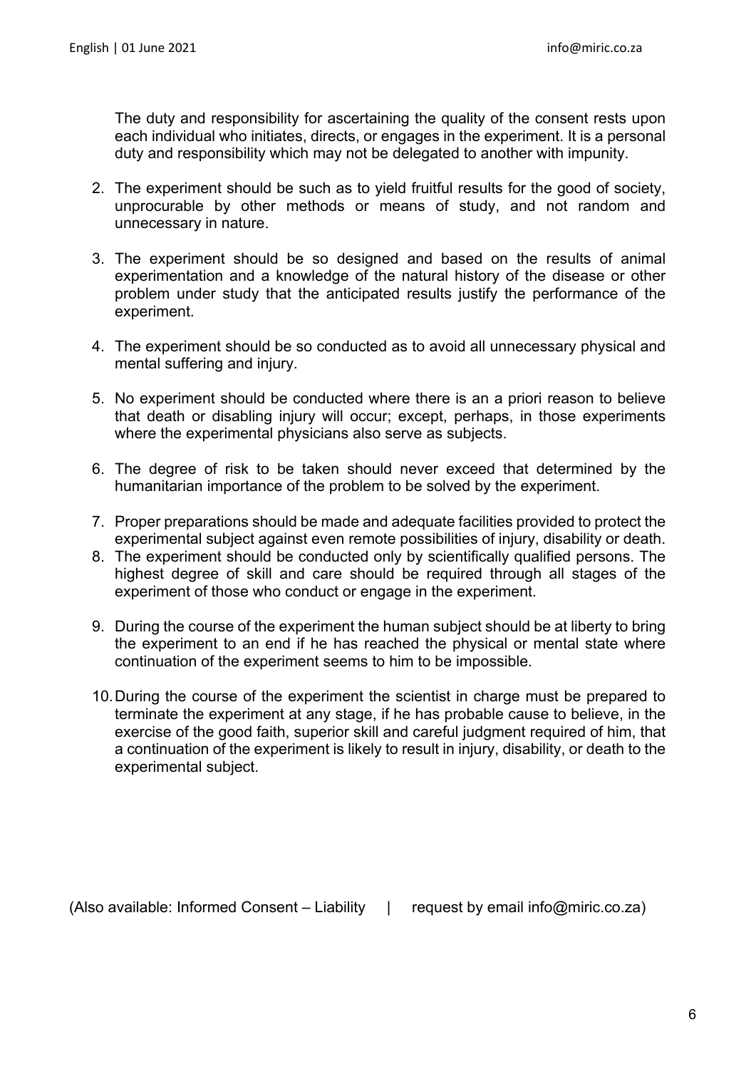The duty and responsibility for ascertaining the quality of the consent rests upon each individual who initiates, directs, or engages in the experiment. It is a personal duty and responsibility which may not be delegated to another with impunity.

2. The experiment should be such as to yield fruitful results for the good of society, unprocurable by other methods or means of study, and not random and unnecessary in nature.

3. The experiment should be so designed and based on the results of animal experimentation and a knowledge of the natural history of the disease or other problem under study that the anticipated results justify the performance of the experiment.

4. The experiment should be so conducted as to avoid all unnecessary physical and mental suffering and injury.

5. No experiment should be conducted where there is an a priori reason to believe that death or disabling injury will occur; except, perhaps, in those experiments where the experimental physicians also serve as subjects.

6. The degree of risk to be taken should never exceed that determined by the humanitarian importance of the problem to be solved by the experiment.

7. Proper preparations should be made and adequate facilities provided to protect the experimental subject against even remote possibilities of injury, disability or death.

8. The experiment should be conducted only by scientifically qualified persons. The highest degree of skill and care should be required through all stages of the experiment of those who conduct or engage in the experiment.

9. During the course of the experiment the human subject should be at liberty to bring the experiment to an end if he has reached the physical or mental state where continuation of the experiment seems to him to be impossible.

10. During the course of the experiment the scientist in charge must be prepared to terminate the experiment at any stage, if he has probable cause to believe, in the exercise of the good faith, superior skill and careful judgment required of him, that a continuation of the experiment is likely to result in injury, disability, or death to the experimental subject.

(Also available: Informed Consent – Liability | request by email info@miric.co.za)